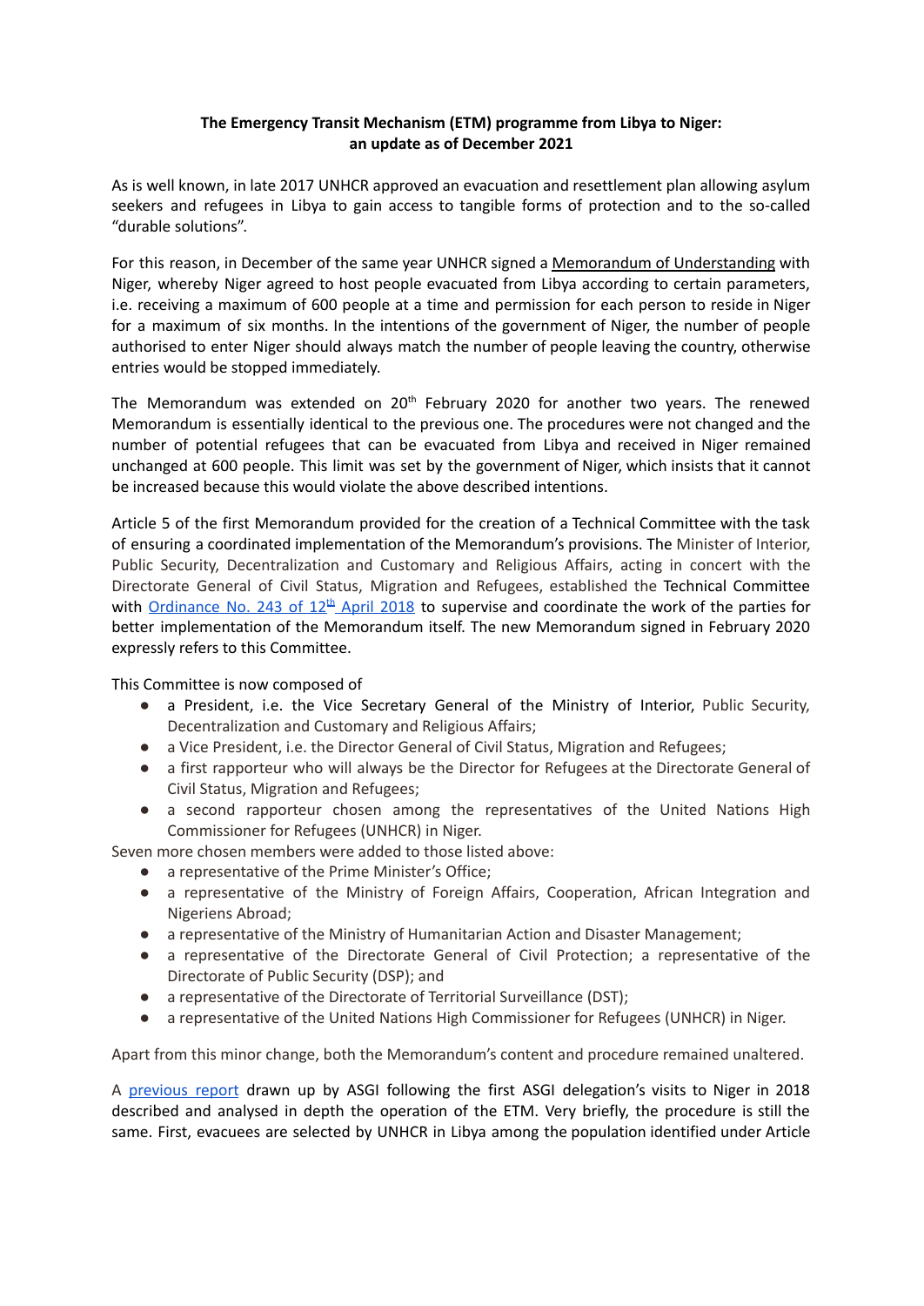**The Emergency Transit Mechanism (ETM) programme from Libya to Niger: an update as of December 2021**

As is well known, in late 2017 UNHCR approved an evacuation and resettlement plan allowing asylum seekers and refugees in Libya to gain access to tangible forms of protection and to the so-called "durable solutions".

For this reason, in December of the same year UNHCR signed a Memorandum of Understanding with Niger, whereby Niger agreed to host people evacuated from Libya according to certain parameters, i.e. receiving a maximum of 600 people at a time and permission for each person to reside in Niger for a maximum of six months. In the intentions of the government of Niger, the number of people authorised to enter Niger should always match the number of people leaving the country, otherwise entries would be stopped immediately.

The Memorandum was extended on 20th February 2020 for another two years. The renewed Memorandum is essentially identical to the previous one. The procedures were not changed and the number of potential refugees that can be evacuated from Libya and received in Niger remained unchanged at 600 people. This limit was set by the government of Niger, which insists that it cannot be increased because this would violate the above described intentions.

Article 5 of the first Memorandum provided for the creation of a Technical Committee with the task of ensuring a coordinated implementation of the Memorandum's provisions. The Minister of Interior, Public Security, Decentralization and Customary and Religious Affairs, acting in concert with the Directorate General of Civil Status, Migration and Refugees, established the Technical Committee with Ordinance No. 243 of 12th April 2018 to supervise and coordinate the work of the parties for better implementation of the Memorandum itself. The new Memorandum signed in February 2020 expressly refers to this Committee.

This Committee is now composed of

- a President, i.e. the Vice Secretary General of the Ministry of Interior, Public Security, Decentralization and Customary and Religious Affairs;
- a Vice President, i.e. the Director General of Civil Status, Migration and Refugees;
- a first rapporteur who will always be the Director for Refugees at the Directorate General of Civil Status, Migration and Refugees;
- a second rapporteur chosen among the representatives of the United Nations High Commissioner for Refugees (UNHCR) in Niger.

Seven more chosen members were added to those listed above:

- a representative of the Prime Minister's Office;
- a representative of the Ministry of Foreign Affairs, Cooperation, African Integration and Nigeriens Abroad;
- a representative of the Ministry of Humanitarian Action and Disaster Management;
- a representative of the Directorate General of Civil Protection; a representative of the Directorate of Public Security (DSP); and
- a representative of the Directorate of Territorial Surveillance (DST);
- a representative of the United Nations High Commissioner for Refugees (UNHCR) in Niger.

Apart from this minor change, both the Memorandum's content and procedure remained unaltered.

A previous report drawn up by ASGI following the first ASGI delegation's visits to Niger in 2018 described and analysed in depth the operation of the ETM. Very briefly, the procedure is still the same. First, evacuees are selected by UNHCR in Libya among the population identified under Article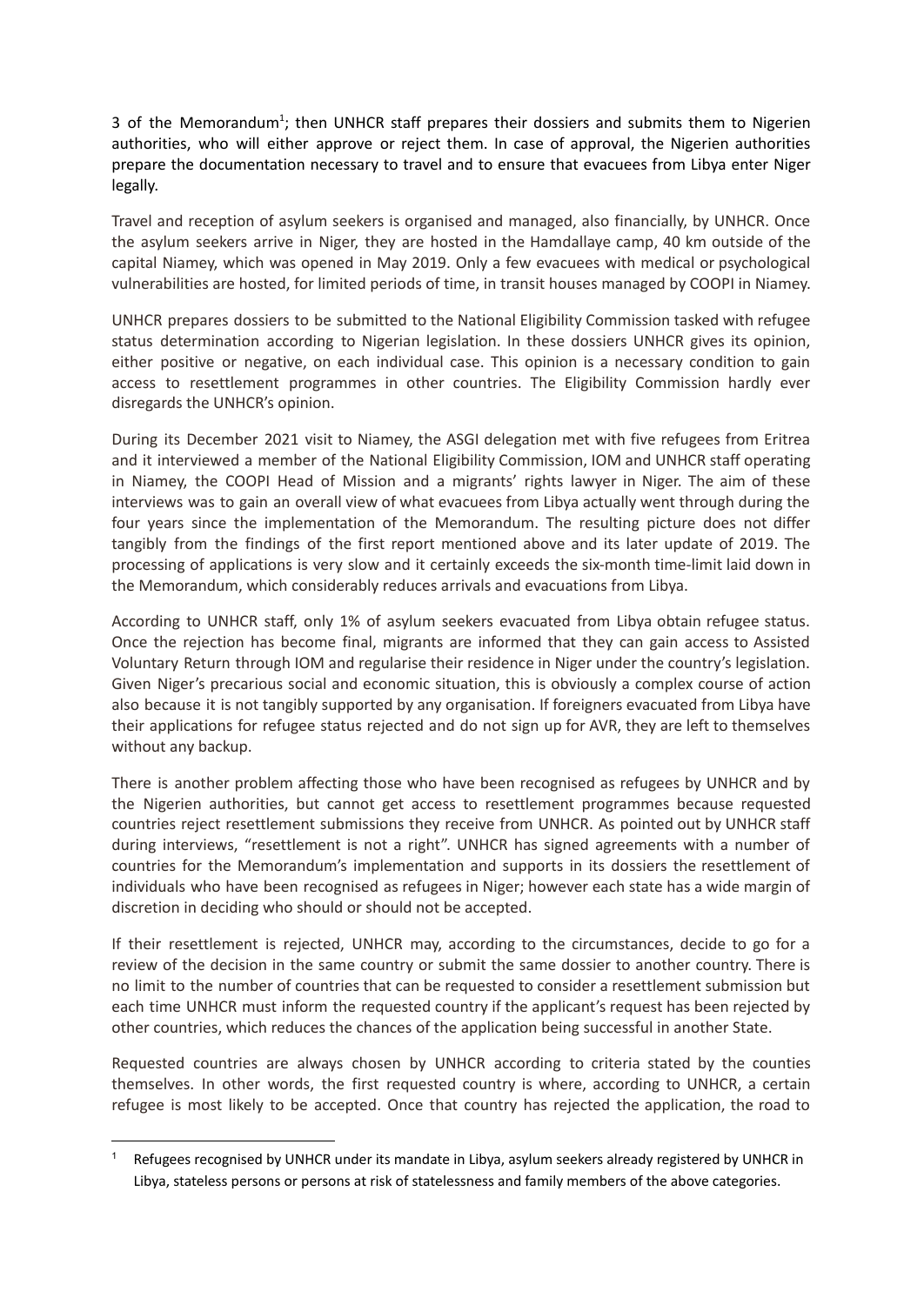3 of the Memorandum[1]; then UNHCR staff prepares their dossiers and submits them to Nigerien authorities, who will either approve or reject them. In case of approval, the Nigerien authorities prepare the documentation necessary to travel and to ensure that evacuees from Libya enter Niger legally.

Travel and reception of asylum seekers is organised and managed, also financially, by UNHCR. Once the asylum seekers arrive in Niger, they are hosted in the Hamdallaye camp, 40 km outside of the capital Niamey, which was opened in May 2019. Only a few evacuees with medical or psychological vulnerabilities are hosted, for limited periods of time, in transit houses managed by COOPI in Niamey.

UNHCR prepares dossiers to be submitted to the National Eligibility Commission tasked with refugee status determination according to Nigerian legislation. In these dossiers UNHCR gives its opinion, either positive or negative, on each individual case. This opinion is a necessary condition to gain access to resettlement programmes in other countries. The Eligibility Commission hardly ever disregards the UNHCR's opinion.

During its December 2021 visit to Niamey, the ASGI delegation met with five refugees from Eritrea and it interviewed a member of the National Eligibility Commission, IOM and UNHCR staff operating in Niamey, the COOPI Head of Mission and a migrants' rights lawyer in Niger. The aim of these interviews was to gain an overall view of what evacuees from Libya actually went through during the four years since the implementation of the Memorandum. The resulting picture does not differ tangibly from the findings of the first report mentioned above and its later update of 2019. The processing of applications is very slow and it certainly exceeds the six-month time-limit laid down in the Memorandum, which considerably reduces arrivals and evacuations from Libya.

According to UNHCR staff, only 1% of asylum seekers evacuated from Libya obtain refugee status. Once the rejection has become final, migrants are informed that they can gain access to Assisted Voluntary Return through IOM and regularise their residence in Niger under the country's legislation. Given Niger's precarious social and economic situation, this is obviously a complex course of action also because it is not tangibly supported by any organisation. If foreigners evacuated from Libya have their applications for refugee status rejected and do not sign up for AVR, they are left to themselves without any backup.

There is another problem affecting those who have been recognised as refugees by UNHCR and by the Nigerien authorities, but cannot get access to resettlement programmes because requested countries reject resettlement submissions they receive from UNHCR. As pointed out by UNHCR staff during interviews, "resettlement is not a right". UNHCR has signed agreements with a number of countries for the Memorandum's implementation and supports in its dossiers the resettlement of individuals who have been recognised as refugees in Niger; however each state has a wide margin of discretion in deciding who should or should not be accepted.

If their resettlement is rejected, UNHCR may, according to the circumstances, decide to go for a review of the decision in the same country or submit the same dossier to another country. There is no limit to the number of countries that can be requested to consider a resettlement submission but each time UNHCR must inform the requested country if the applicant's request has been rejected by other countries, which reduces the chances of the application being successful in another State.

Requested countries are always chosen by UNHCR according to criteria stated by the counties themselves. In other words, the first requested country is where, according to UNHCR, a certain refugee is most likely to be accepted. Once that country has rejected the application, the road to

[1] Refugees recognised by UNHCR under its mandate in Libya, asylum seekers already registered by UNHCR in Libya, stateless persons or persons at risk of statelessness and family members of the above categories.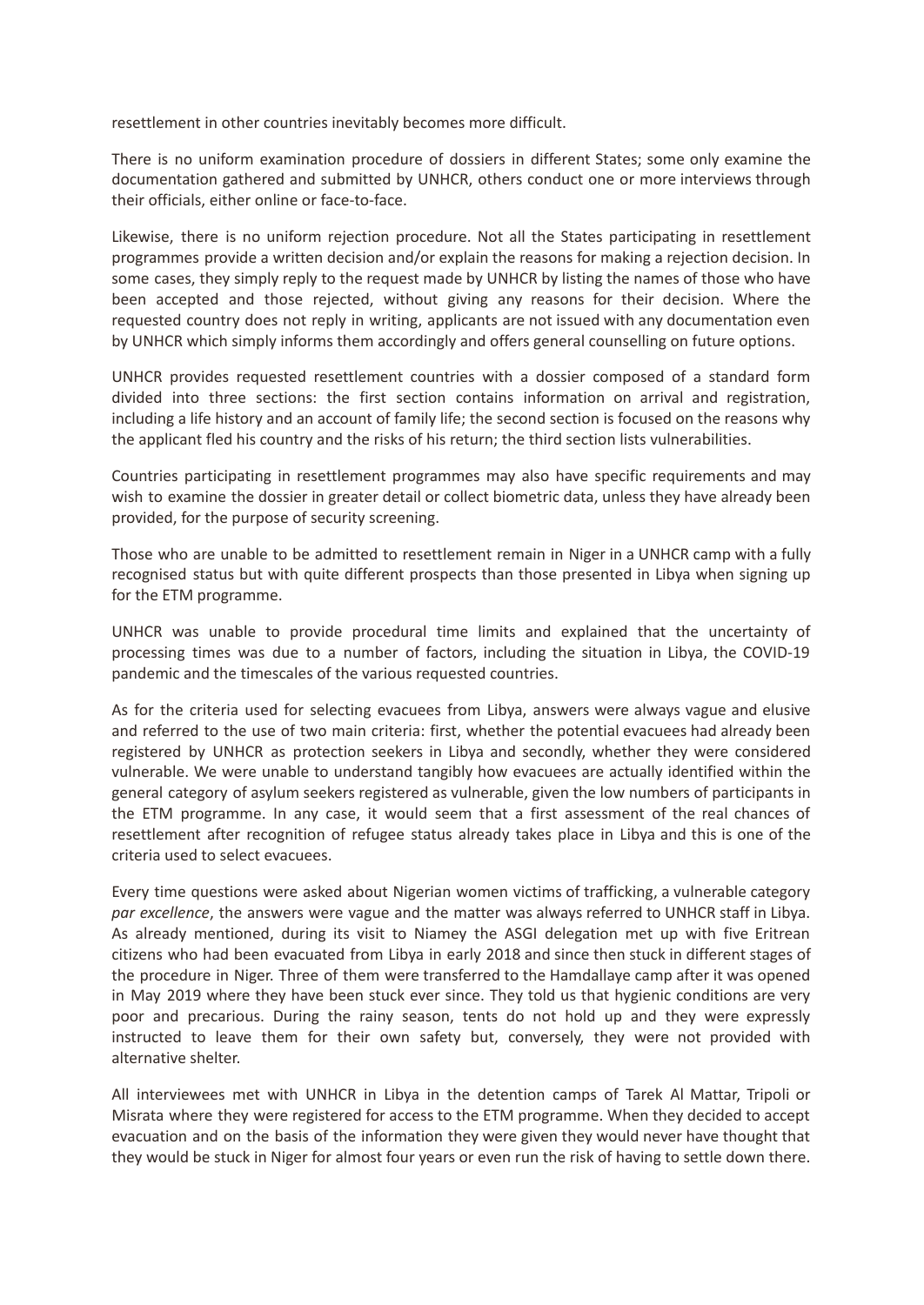resettlement in other countries inevitably becomes more difficult.

There is no uniform examination procedure of dossiers in different States; some only examine the documentation gathered and submitted by UNHCR, others conduct one or more interviews through their officials, either online or face-to-face.

Likewise, there is no uniform rejection procedure. Not all the States participating in resettlement programmes provide a written decision and/or explain the reasons for making a rejection decision. In some cases, they simply reply to the request made by UNHCR by listing the names of those who have been accepted and those rejected, without giving any reasons for their decision. Where the requested country does not reply in writing, applicants are not issued with any documentation even by UNHCR which simply informs them accordingly and offers general counselling on future options.

UNHCR provides requested resettlement countries with a dossier composed of a standard form divided into three sections: the first section contains information on arrival and registration, including a life history and an account of family life; the second section is focused on the reasons why the applicant fled his country and the risks of his return; the third section lists vulnerabilities.

Countries participating in resettlement programmes may also have specific requirements and may wish to examine the dossier in greater detail or collect biometric data, unless they have already been provided, for the purpose of security screening.

Those who are unable to be admitted to resettlement remain in Niger in a UNHCR camp with a fully recognised status but with quite different prospects than those presented in Libya when signing up for the ETM programme.

UNHCR was unable to provide procedural time limits and explained that the uncertainty of processing times was due to a number of factors, including the situation in Libya, the COVID-19 pandemic and the timescales of the various requested countries.

As for the criteria used for selecting evacuees from Libya, answers were always vague and elusive and referred to the use of two main criteria: first, whether the potential evacuees had already been registered by UNHCR as protection seekers in Libya and secondly, whether they were considered vulnerable. We were unable to understand tangibly how evacuees are actually identified within the general category of asylum seekers registered as vulnerable, given the low numbers of participants in the ETM programme. In any case, it would seem that a first assessment of the real chances of resettlement after recognition of refugee status already takes place in Libya and this is one of the criteria used to select evacuees.

Every time questions were asked about Nigerian women victims of trafficking, a vulnerable category *par excellence*, the answers were vague and the matter was always referred to UNHCR staff in Libya. As already mentioned, during its visit to Niamey the ASGI delegation met up with five Eritrean citizens who had been evacuated from Libya in early 2018 and since then stuck in different stages of the procedure in Niger. Three of them were transferred to the Hamdallaye camp after it was opened in May 2019 where they have been stuck ever since. They told us that hygienic conditions are very poor and precarious. During the rainy season, tents do not hold up and they were expressly instructed to leave them for their own safety but, conversely, they were not provided with alternative shelter.

All interviewees met with UNHCR in Libya in the detention camps of Tarek Al Mattar, Tripoli or Misrata where they were registered for access to the ETM programme. When they decided to accept evacuation and on the basis of the information they were given they would never have thought that they would be stuck in Niger for almost four years or even run the risk of having to settle down there.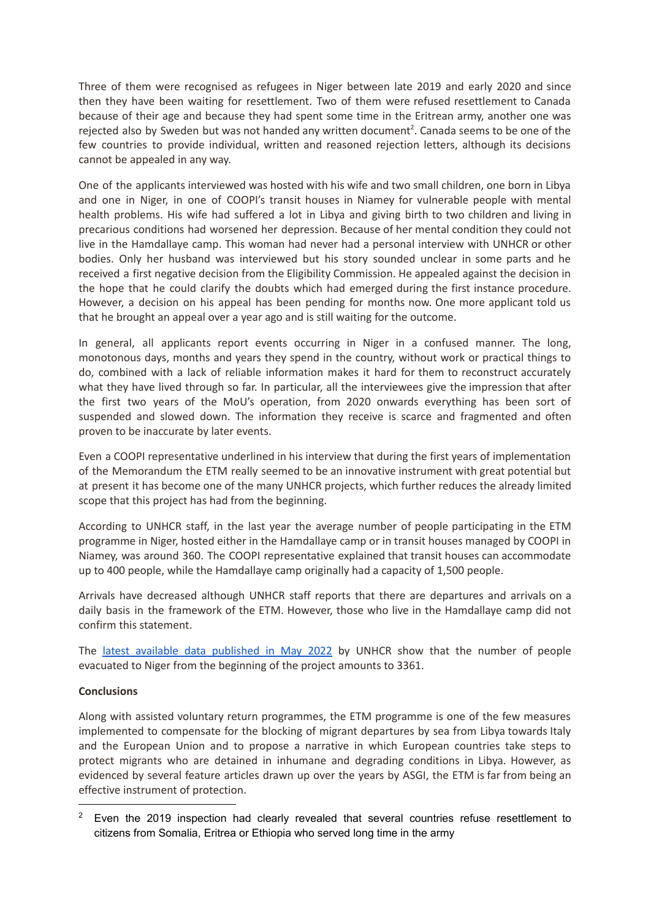Three of them were recognised as refugees in Niger between late 2019 and early 2020 and since then they have been waiting for resettlement. Two of them were refused resettlement to Canada because of their age and because they had spent some time in the Eritrean army, another one was rejected also by Sweden but was not handed any written document[2]. Canada seems to be one of the few countries to provide individual, written and reasoned rejection letters, although its decisions cannot be appealed in any way.

One of the applicants interviewed was hosted with his wife and two small children, one born in Libya and one in Niger, in one of COOPI's transit houses in Niamey for vulnerable people with mental health problems. His wife had suffered a lot in Libya and giving birth to two children and living in precarious conditions had worsened her depression. Because of her mental condition they could not live in the Hamdallaye camp. This woman had never had a personal interview with UNHCR or other bodies. Only her husband was interviewed but his story sounded unclear in some parts and he received a first negative decision from the Eligibility Commission. He appealed against the decision in the hope that he could clarify the doubts which had emerged during the first instance procedure. However, a decision on his appeal has been pending for months now. One more applicant told us that he brought an appeal over a year ago and is still waiting for the outcome.

In general, all applicants report events occurring in Niger in a confused manner. The long, monotonous days, months and years they spend in the country, without work or practical things to do, combined with a lack of reliable information makes it hard for them to reconstruct accurately what they have lived through so far. In particular, all the interviewees give the impression that after the first two years of the MoU's operation, from 2020 onwards everything has been sort of suspended and slowed down. The information they receive is scarce and fragmented and often proven to be inaccurate by later events.

Even a COOPI representative underlined in his interview that during the first years of implementation of the Memorandum the ETM really seemed to be an innovative instrument with great potential but at present it has become one of the many UNHCR projects, which further reduces the already limited scope that this project has had from the beginning.

According to UNHCR staff, in the last year the average number of people participating in the ETM programme in Niger, hosted either in the Hamdallaye camp or in transit houses managed by COOPI in Niamey, was around 360. The COOPI representative explained that transit houses can accommodate up to 400 people, while the Hamdallaye camp originally had a capacity of 1,500 people.

Arrivals have decreased although UNHCR staff reports that there are departures and arrivals on a daily basis in the framework of the ETM. However, those who live in the Hamdallaye camp did not confirm this statement.

The latest available data published in May 2022 by UNHCR show that the number of people evacuated to Niger from the beginning of the project amounts to 3361.

**Conclusions**

Along with assisted voluntary return programmes, the ETM programme is one of the few measures implemented to compensate for the blocking of migrant departures by sea from Libya towards Italy and the European Union and to propose a narrative in which European countries take steps to protect migrants who are detained in inhumane and degrading conditions in Libya. However, as evidenced by several feature articles drawn up over the years by ASGI, the ETM is far from being an effective instrument of protection.

---

[2] Even the 2019 inspection had clearly revealed that several countries refuse resettlement to citizens from Somalia, Eritrea or Ethiopia who served long time in the army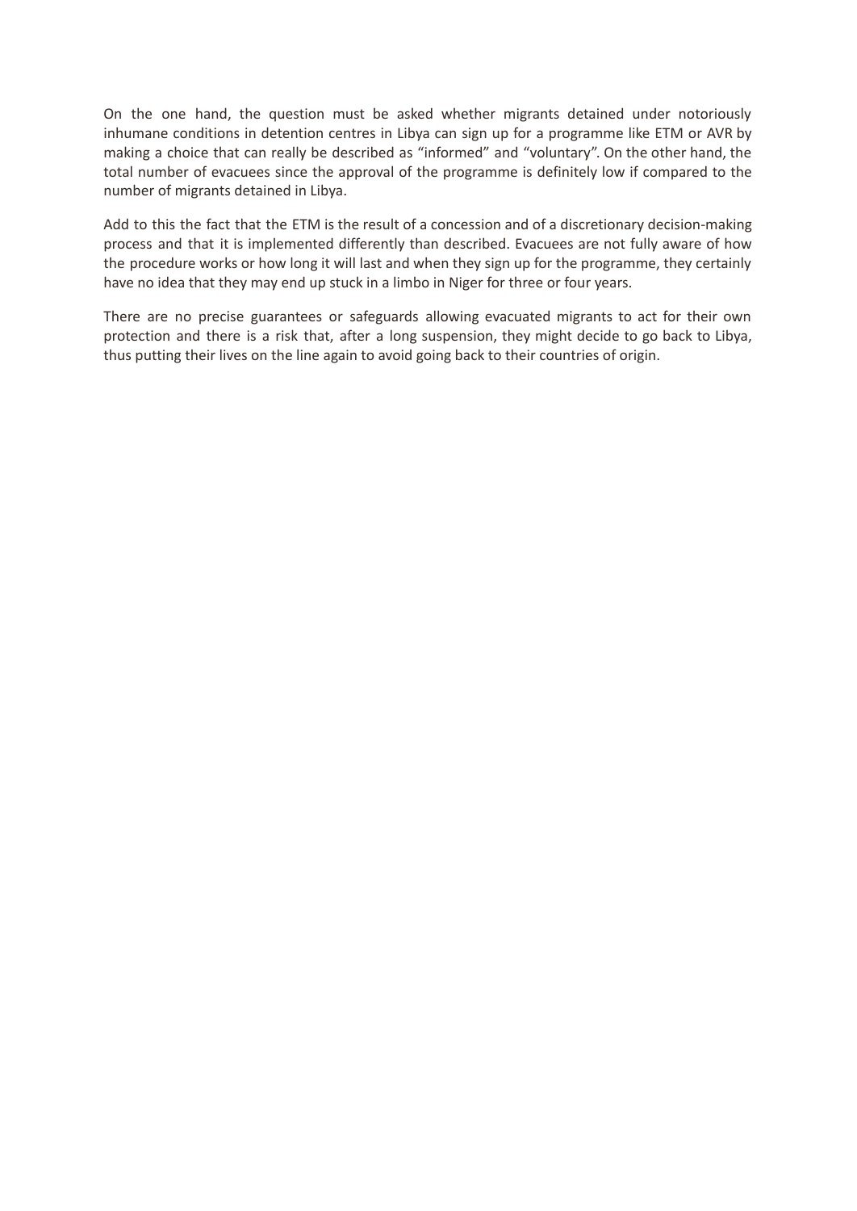On the one hand, the question must be asked whether migrants detained under notoriously inhumane conditions in detention centres in Libya can sign up for a programme like ETM or AVR by making a choice that can really be described as "informed" and "voluntary". On the other hand, the total number of evacuees since the approval of the programme is definitely low if compared to the number of migrants detained in Libya.

Add to this the fact that the ETM is the result of a concession and of a discretionary decision-making process and that it is implemented differently than described. Evacuees are not fully aware of how the procedure works or how long it will last and when they sign up for the programme, they certainly have no idea that they may end up stuck in a limbo in Niger for three or four years.

There are no precise guarantees or safeguards allowing evacuated migrants to act for their own protection and there is a risk that, after a long suspension, they might decide to go back to Libya, thus putting their lives on the line again to avoid going back to their countries of origin.